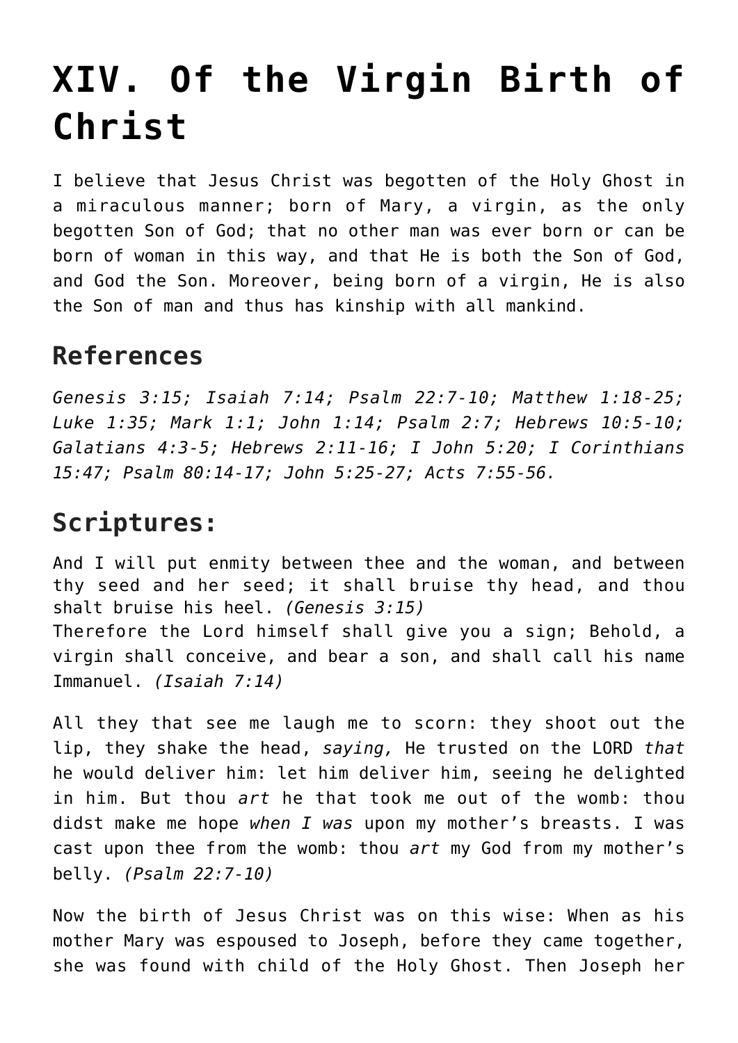# XIV. Of the Virgin Birth of Christ

I believe that Jesus Christ was begotten of the Holy Ghost in a miraculous manner; born of Mary, a virgin, as the only begotten Son of God; that no other man was ever born or can be born of woman in this way, and that He is both the Son of God, and God the Son. Moreover, being born of a virgin, He is also the Son of man and thus has kinship with all mankind.

## References

*Genesis 3:15; Isaiah 7:14; Psalm 22:7-10; Matthew 1:18-25; Luke 1:35; Mark 1:1; John 1:14; Psalm 2:7; Hebrews 10:5-10; Galatians 4:3-5; Hebrews 2:11-16; I John 5:20; I Corinthians 15:47; Psalm 80:14-17; John 5:25-27; Acts 7:55-56.*

## Scriptures:

And I will put enmity between thee and the woman, and between thy seed and her seed; it shall bruise thy head, and thou shalt bruise his heel. *(Genesis 3:15)*
Therefore the Lord himself shall give you a sign; Behold, a virgin shall conceive, and bear a son, and shall call his name Immanuel. *(Isaiah 7:14)*

All they that see me laugh me to scorn: they shoot out the lip, they shake the head, *saying,* He trusted on the LORD *that* he would deliver him: let him deliver him, seeing he delighted in him. But thou *art* he that took me out of the womb: thou didst make me hope *when I was* upon my mother's breasts. I was cast upon thee from the womb: thou *art* my God from my mother's belly. *(Psalm 22:7-10)*

Now the birth of Jesus Christ was on this wise: When as his mother Mary was espoused to Joseph, before they came together, she was found with child of the Holy Ghost. Then Joseph her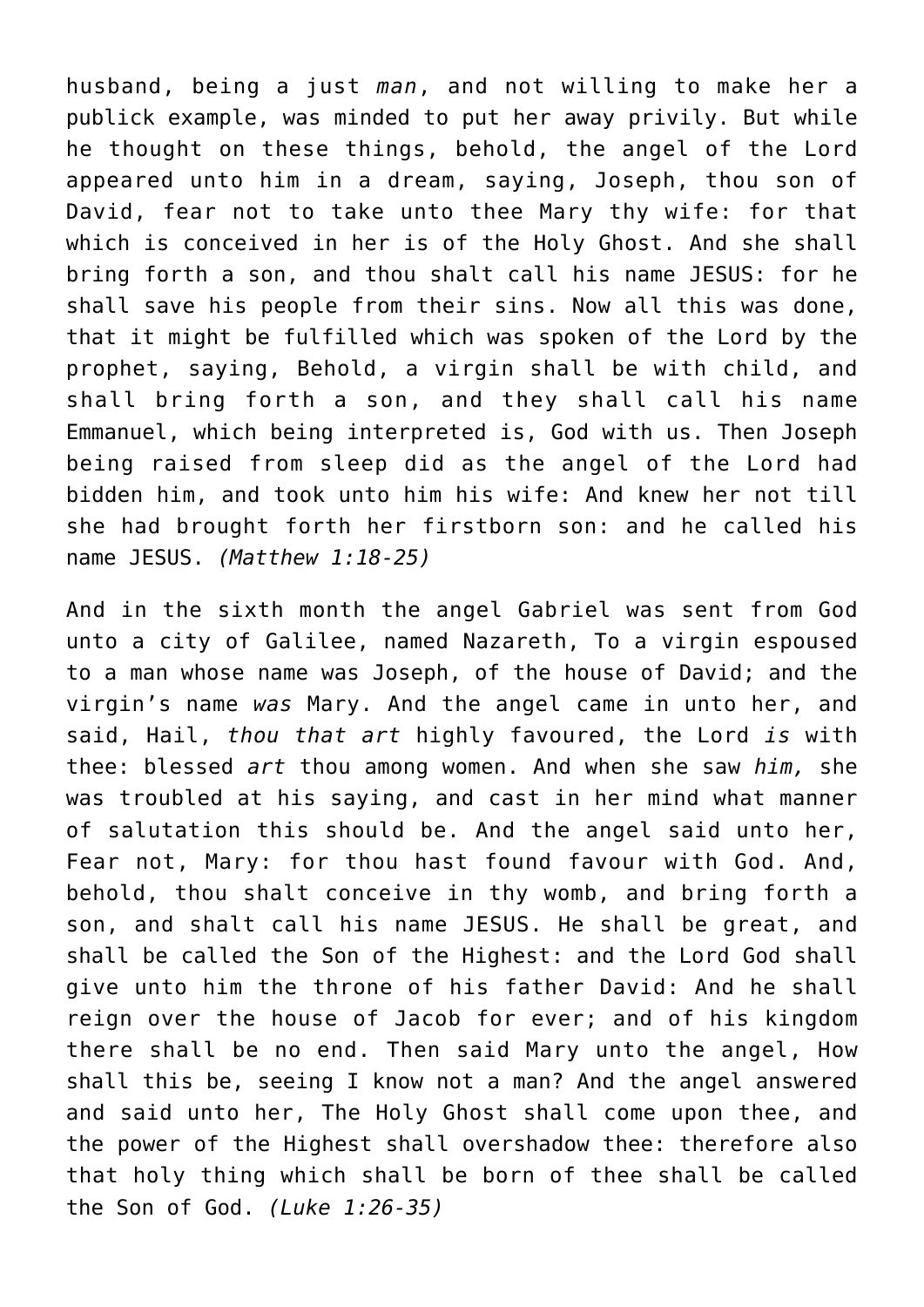husband, being a just *man*, and not willing to make her a publick example, was minded to put her away privily. But while he thought on these things, behold, the angel of the Lord appeared unto him in a dream, saying, Joseph, thou son of David, fear not to take unto thee Mary thy wife: for that which is conceived in her is of the Holy Ghost. And she shall bring forth a son, and thou shalt call his name JESUS: for he shall save his people from their sins. Now all this was done, that it might be fulfilled which was spoken of the Lord by the prophet, saying, Behold, a virgin shall be with child, and shall bring forth a son, and they shall call his name Emmanuel, which being interpreted is, God with us. Then Joseph being raised from sleep did as the angel of the Lord had bidden him, and took unto him his wife: And knew her not till she had brought forth her firstborn son: and he called his name JESUS. *(Matthew 1:18-25)*

And in the sixth month the angel Gabriel was sent from God unto a city of Galilee, named Nazareth, To a virgin espoused to a man whose name was Joseph, of the house of David; and the virgin's name *was* Mary. And the angel came in unto her, and said, Hail, *thou that art* highly favoured, the Lord *is* with thee: blessed *art* thou among women. And when she saw *him,* she was troubled at his saying, and cast in her mind what manner of salutation this should be. And the angel said unto her, Fear not, Mary: for thou hast found favour with God. And, behold, thou shalt conceive in thy womb, and bring forth a son, and shalt call his name JESUS. He shall be great, and shall be called the Son of the Highest: and the Lord God shall give unto him the throne of his father David: And he shall reign over the house of Jacob for ever; and of his kingdom there shall be no end. Then said Mary unto the angel, How shall this be, seeing I know not a man? And the angel answered and said unto her, The Holy Ghost shall come upon thee, and the power of the Highest shall overshadow thee: therefore also that holy thing which shall be born of thee shall be called the Son of God. *(Luke 1:26-35)*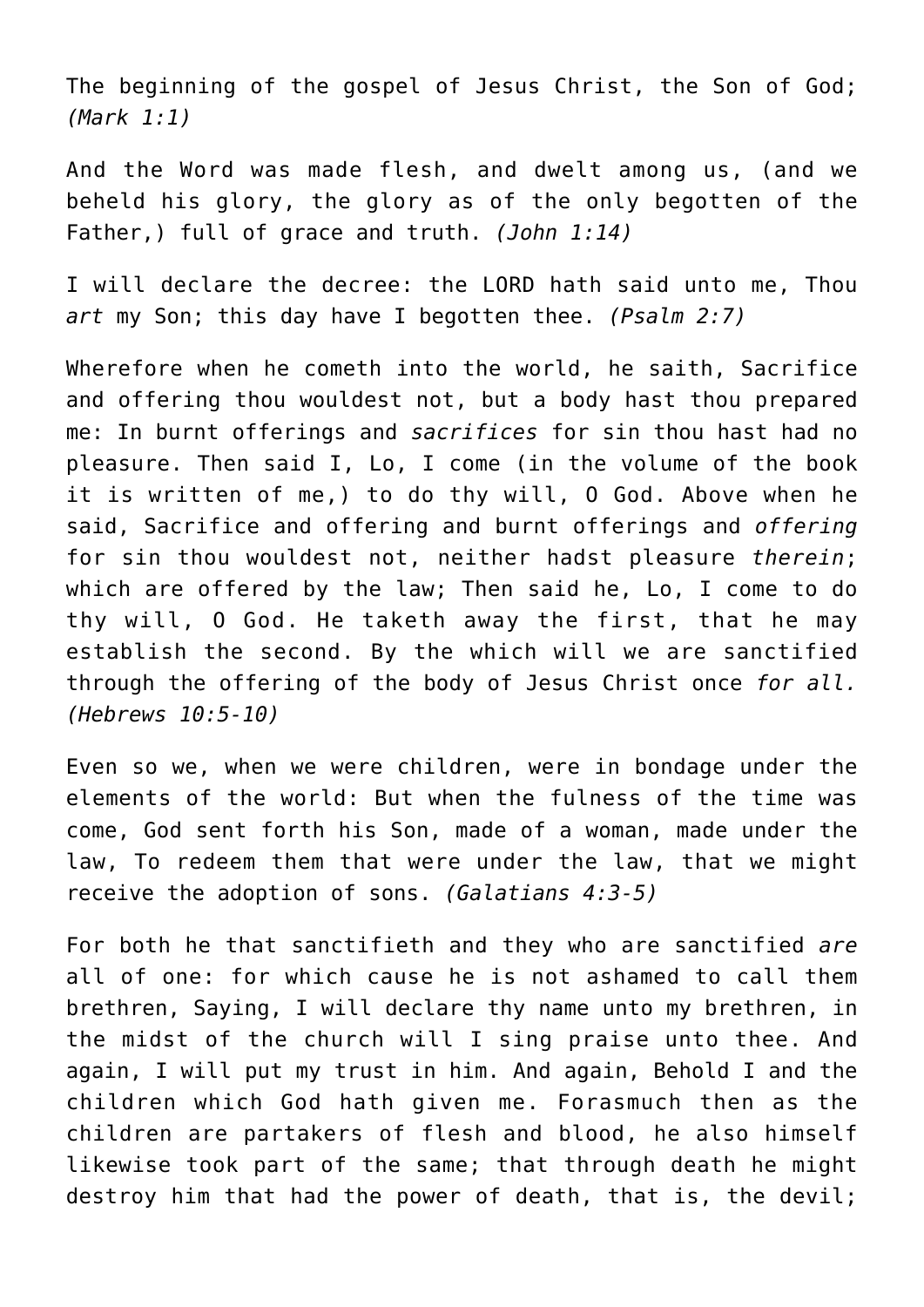The beginning of the gospel of Jesus Christ, the Son of God; *(Mark 1:1)*

And the Word was made flesh, and dwelt among us, (and we beheld his glory, the glory as of the only begotten of the Father,) full of grace and truth. *(John 1:14)*

I will declare the decree: the LORD hath said unto me, Thou *art* my Son; this day have I begotten thee. *(Psalm 2:7)*

Wherefore when he cometh into the world, he saith, Sacrifice and offering thou wouldest not, but a body hast thou prepared me: In burnt offerings and *sacrifices* for sin thou hast had no pleasure. Then said I, Lo, I come (in the volume of the book it is written of me,) to do thy will, O God. Above when he said, Sacrifice and offering and burnt offerings and *offering* for sin thou wouldest not, neither hadst pleasure *therein*; which are offered by the law; Then said he, Lo, I come to do thy will, O God. He taketh away the first, that he may establish the second. By the which will we are sanctified through the offering of the body of Jesus Christ once *for all.* *(Hebrews 10:5-10)*

Even so we, when we were children, were in bondage under the elements of the world: But when the fulness of the time was come, God sent forth his Son, made of a woman, made under the law, To redeem them that were under the law, that we might receive the adoption of sons. *(Galatians 4:3-5)*

For both he that sanctifieth and they who are sanctified *are* all of one: for which cause he is not ashamed to call them brethren, Saying, I will declare thy name unto my brethren, in the midst of the church will I sing praise unto thee. And again, I will put my trust in him. And again, Behold I and the children which God hath given me. Forasmuch then as the children are partakers of flesh and blood, he also himself likewise took part of the same; that through death he might destroy him that had the power of death, that is, the devil;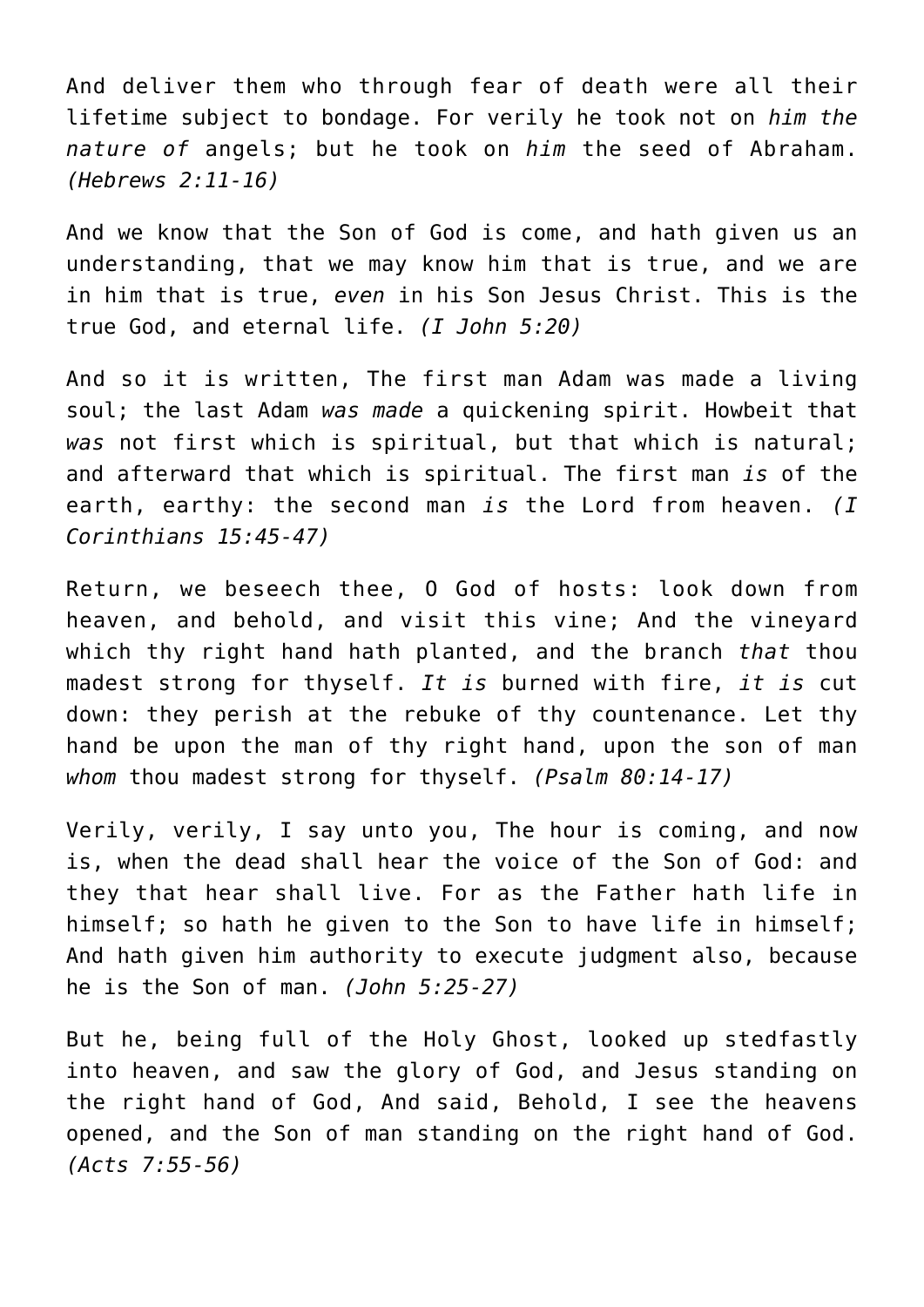And deliver them who through fear of death were all their lifetime subject to bondage. For verily he took not on *him the nature of* angels; but he took on *him* the seed of Abraham. *(Hebrews 2:11-16)*

And we know that the Son of God is come, and hath given us an understanding, that we may know him that is true, and we are in him that is true, *even* in his Son Jesus Christ. This is the true God, and eternal life. *(I John 5:20)*

And so it is written, The first man Adam was made a living soul; the last Adam *was made* a quickening spirit. Howbeit that *was* not first which is spiritual, but that which is natural; and afterward that which is spiritual. The first man *is* of the earth, earthy: the second man *is* the Lord from heaven. *(I Corinthians 15:45-47)*

Return, we beseech thee, O God of hosts: look down from heaven, and behold, and visit this vine; And the vineyard which thy right hand hath planted, and the branch *that* thou madest strong for thyself. *It is* burned with fire, *it is* cut down: they perish at the rebuke of thy countenance. Let thy hand be upon the man of thy right hand, upon the son of man *whom* thou madest strong for thyself. *(Psalm 80:14-17)*

Verily, verily, I say unto you, The hour is coming, and now is, when the dead shall hear the voice of the Son of God: and they that hear shall live. For as the Father hath life in himself; so hath he given to the Son to have life in himself; And hath given him authority to execute judgment also, because he is the Son of man. *(John 5:25-27)*

But he, being full of the Holy Ghost, looked up stedfastly into heaven, and saw the glory of God, and Jesus standing on the right hand of God, And said, Behold, I see the heavens opened, and the Son of man standing on the right hand of God. *(Acts 7:55-56)*